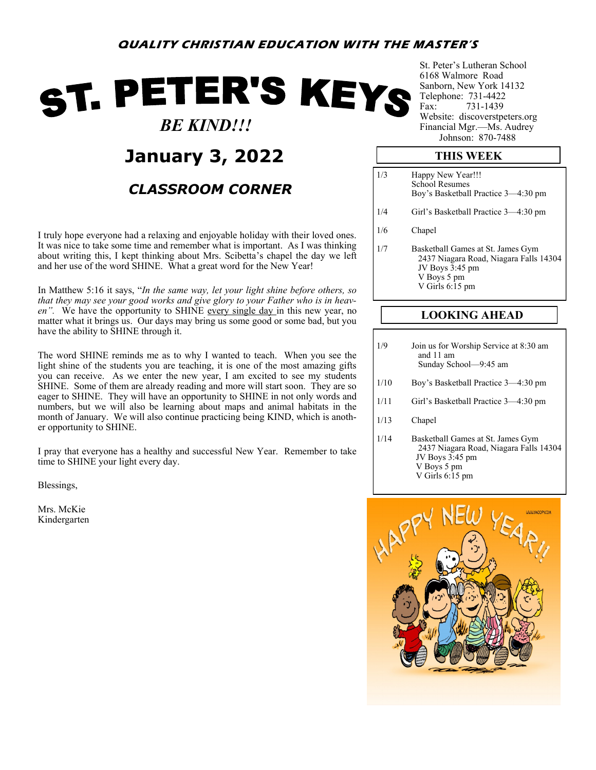**QUALITY CHRISTIAN EDUCATION WITH THE MASTER'S**

# ST. PETER'S KEYS

***BE KIND!!!***

## January 3, 2022

St. Peter's Lutheran School
6168 Walmore Road
Sanborn, New York 14132
Telephone: 731-4422
Fax: 731-1439
Website: discoverstpeters.org
Financial Mgr.—Ms. Audrey Johnson: 870-7488

### THIS WEEK

| | |
|---|---|
| 1/3 | Happy New Year!!! School Resumes Boy's Basketball Practice 3—4:30 pm |
| 1/4 | Girl's Basketball Practice 3—4:30 pm |
| 1/6 | Chapel |
| 1/7 | Basketball Games at St. James Gym 2437 Niagara Road, Niagara Falls 14304 JV Boys 3:45 pm V Boys 5 pm V Girls 6:15 pm |

### LOOKING AHEAD

| | |
|---|---|
| 1/9 | Join us for Worship Service at 8:30 am and 11 am Sunday School—9:45 am |
| 1/10 | Boy's Basketball Practice 3—4:30 pm |
| 1/11 | Girl's Basketball Practice 3—4:30 pm |
| 1/13 | Chapel |
| 1/14 | Basketball Games at St. James Gym 2437 Niagara Road, Niagara Falls 14304 JV Boys 3:45 pm V Boys 5 pm V Girls 6:15 pm |

## *CLASSROOM CORNER*

I truly hope everyone had a relaxing and enjoyable holiday with their loved ones. It was nice to take some time and remember what is important. As I was thinking about writing this, I kept thinking about Mrs. Scibetta's chapel the day we left and her use of the word SHINE. What a great word for the New Year!

In Matthew 5:16 it says, "*In the same way, let your light shine before others, so that they may see your good works and give glory to your Father who is in heaven".* We have the opportunity to SHINE every single day in this new year, no matter what it brings us. Our days may bring us some good or some bad, but you have the ability to SHINE through it.

The word SHINE reminds me as to why I wanted to teach. When you see the light shine of the students you are teaching, it is one of the most amazing gifts you can receive. As we enter the new year, I am excited to see my students SHINE. Some of them are already reading and more will start soon. They are so eager to SHINE. They will have an opportunity to SHINE in not only words and numbers, but we will also be learning about maps and animal habitats in the month of January. We will also continue practicing being KIND, which is another opportunity to SHINE.

I pray that everyone has a healthy and successful New Year. Remember to take time to SHINE your light every day.

Blessings,

Mrs. McKie
Kindergarten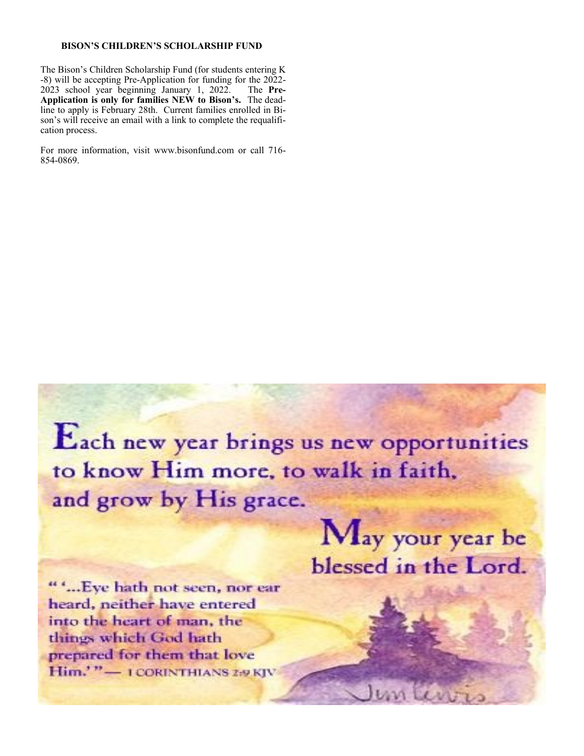**BISON'S CHILDREN'S SCHOLARSHIP FUND**

The Bison's Children Scholarship Fund (for students entering K-8) will be accepting Pre-Application for funding for the 2022-2023 school year beginning January 1, 2022. The **Pre-Application is only for families NEW to Bison's.** The deadline to apply is February 28th. Current families enrolled in Bison's will receive an email with a link to complete the requalification process.

For more information, visit www.bisonfund.com or call 716-854-0869.

Each new year brings us new opportunities to know Him more, to walk in faith, and grow by His grace.

May your year be blessed in the Lord.

" '...Eye hath not seen, nor ear heard, neither have entered into the heart of man, the things which God hath prepared for them that love Him.' " — 1 CORINTHIANS 2:9 KJV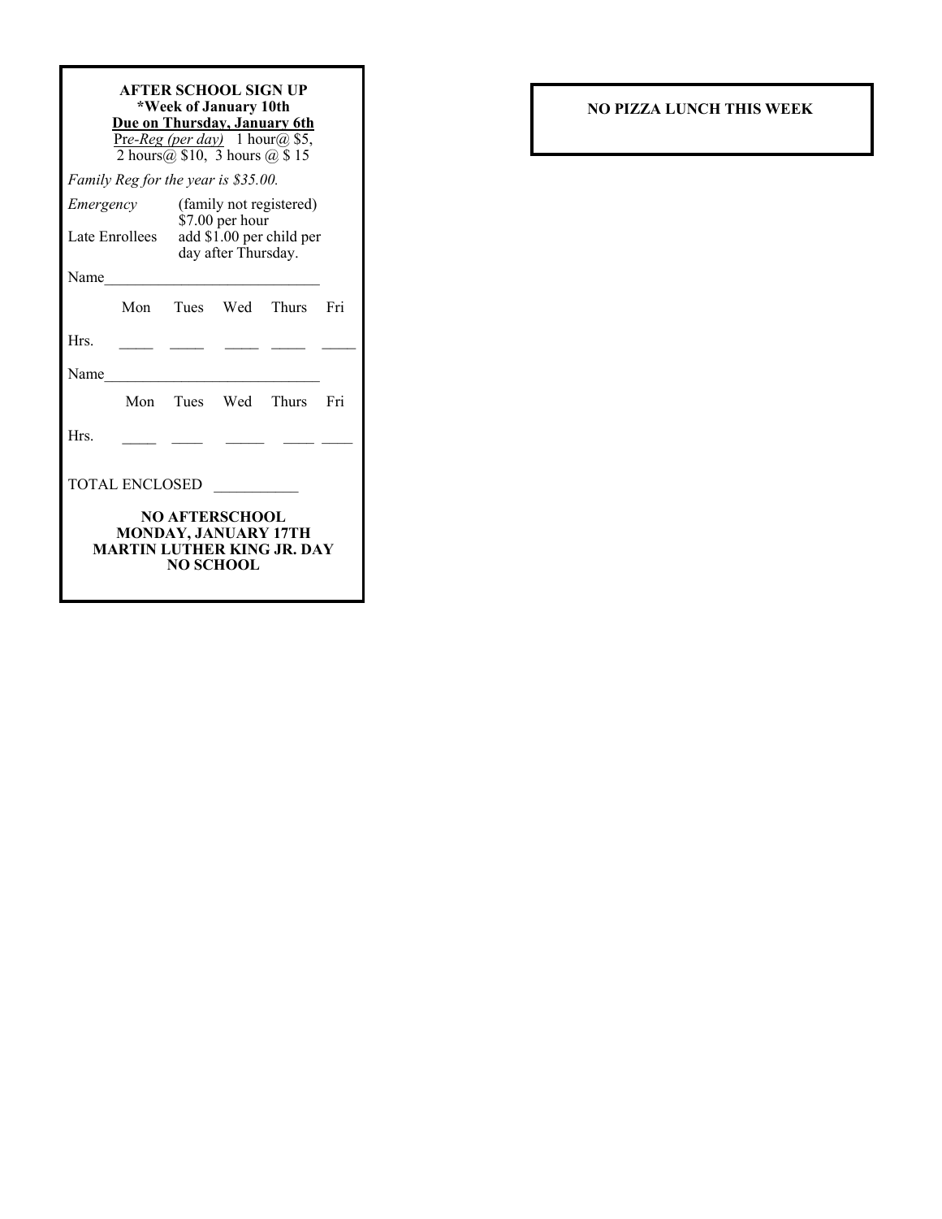**AFTER SCHOOL SIGN UP**
***Week of January 10th**
**<u>Due on Thursday, January 6th</u>**
<u>Pre-*Reg (per day)*</u> 1 hour@ $5, 2 hours@ $10, 3 hours @ $ 15

*Family Reg for the year is $35.00.*

*Emergency* (family not registered) $7.00 per hour

Late Enrollees add $1.00 per child per day after Thursday.

Name____________________________

| | Mon | Tues | Wed | Thurs | Fri |
|---|---|---|---|---|---|
| Hrs. | ____ | ____ | ____ | ____ | ____ |

Name____________________________

| | Mon | Tues | Wed | Thurs | Fri |
|---|---|---|---|---|---|
| Hrs. | ____ | ____ | ____ | ____ | ____ |

TOTAL ENCLOSED ___________

**NO AFTERSCHOOL**
**MONDAY, JANUARY 17TH**
**MARTIN LUTHER KING JR. DAY**
**NO SCHOOL**

**NO PIZZA LUNCH THIS WEEK**